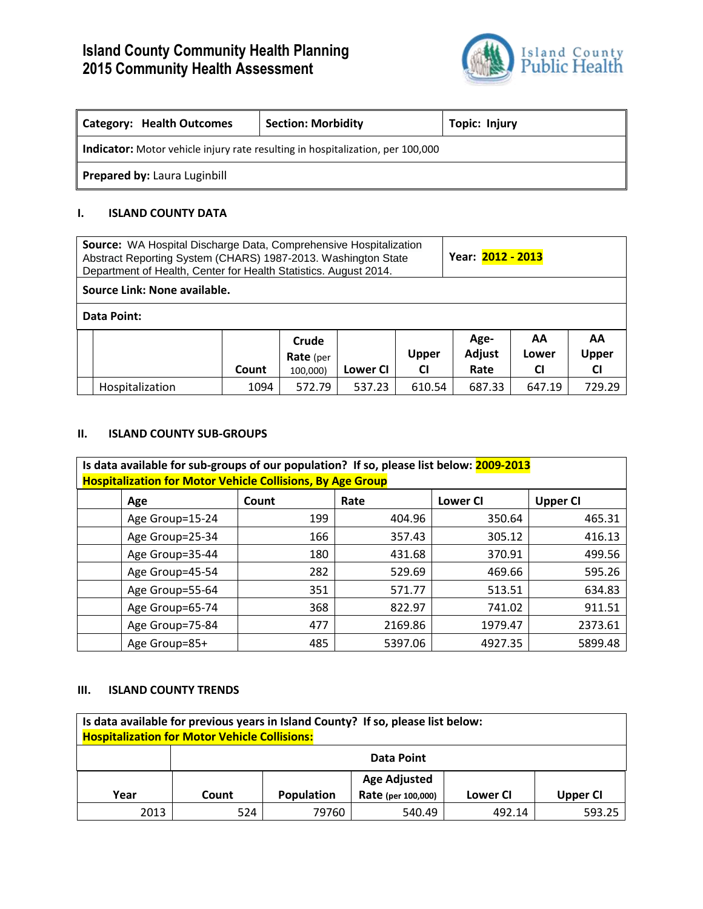# Island County Community Health Planning
# 2015 Community Health Assessment

| Category: Health Outcomes | Section: Morbidity | Topic: Injury |
|---|---|---|
| **Indicator:** Motor vehicle injury rate resulting in hospitalization, per 100,000 | | |
| **Prepared by:** Laura Luginbill | | |

## I. ISLAND COUNTY DATA

**Source:** WA Hospital Discharge Data, Comprehensive Hospitalization Abstract Reporting System (CHARS) 1987-2013. Washington State Department of Health, Center for Health Statistics. August 2014.

**Year: 2012 - 2013**

**Source Link: None available.**

**Data Point:**

| | | Count | Crude Rate (per 100,000) | Lower CI | Upper CI | Age-Adjust Rate | AA Lower CI | AA Upper CI |
|---|---|---|---|---|---|---|---|---|
| | Hospitalization | 1094 | 572.79 | 537.23 | 610.54 | 687.33 | 647.19 | 729.29 |

## II. ISLAND COUNTY SUB-GROUPS

**Is data available for sub-groups of our population? If so, please list below: 2009-2013 Hospitalization for Motor Vehicle Collisions, By Age Group**

| | Age | Count | Rate | Lower CI | Upper CI |
|---|---|---|---|---|---|
| | Age Group=15-24 | 199 | 404.96 | 350.64 | 465.31 |
| | Age Group=25-34 | 166 | 357.43 | 305.12 | 416.13 |
| | Age Group=35-44 | 180 | 431.68 | 370.91 | 499.56 |
| | Age Group=45-54 | 282 | 529.69 | 469.66 | 595.26 |
| | Age Group=55-64 | 351 | 571.77 | 513.51 | 634.83 |
| | Age Group=65-74 | 368 | 822.97 | 741.02 | 911.51 |
| | Age Group=75-84 | 477 | 2169.86 | 1979.47 | 2373.61 |
| | Age Group=85+ | 485 | 5397.06 | 4927.35 | 5899.48 |

## III. ISLAND COUNTY TRENDS

**Is data available for previous years in Island County? If so, please list below: Hospitalization for Motor Vehicle Collisions:**

| | Data Point | | | | |
|---|---|---|---|---|---|
| **Year** | **Count** | **Population** | **Age Adjusted Rate (per 100,000)** | **Lower CI** | **Upper CI** |
| 2013 | 524 | 79760 | 540.49 | 492.14 | 593.25 |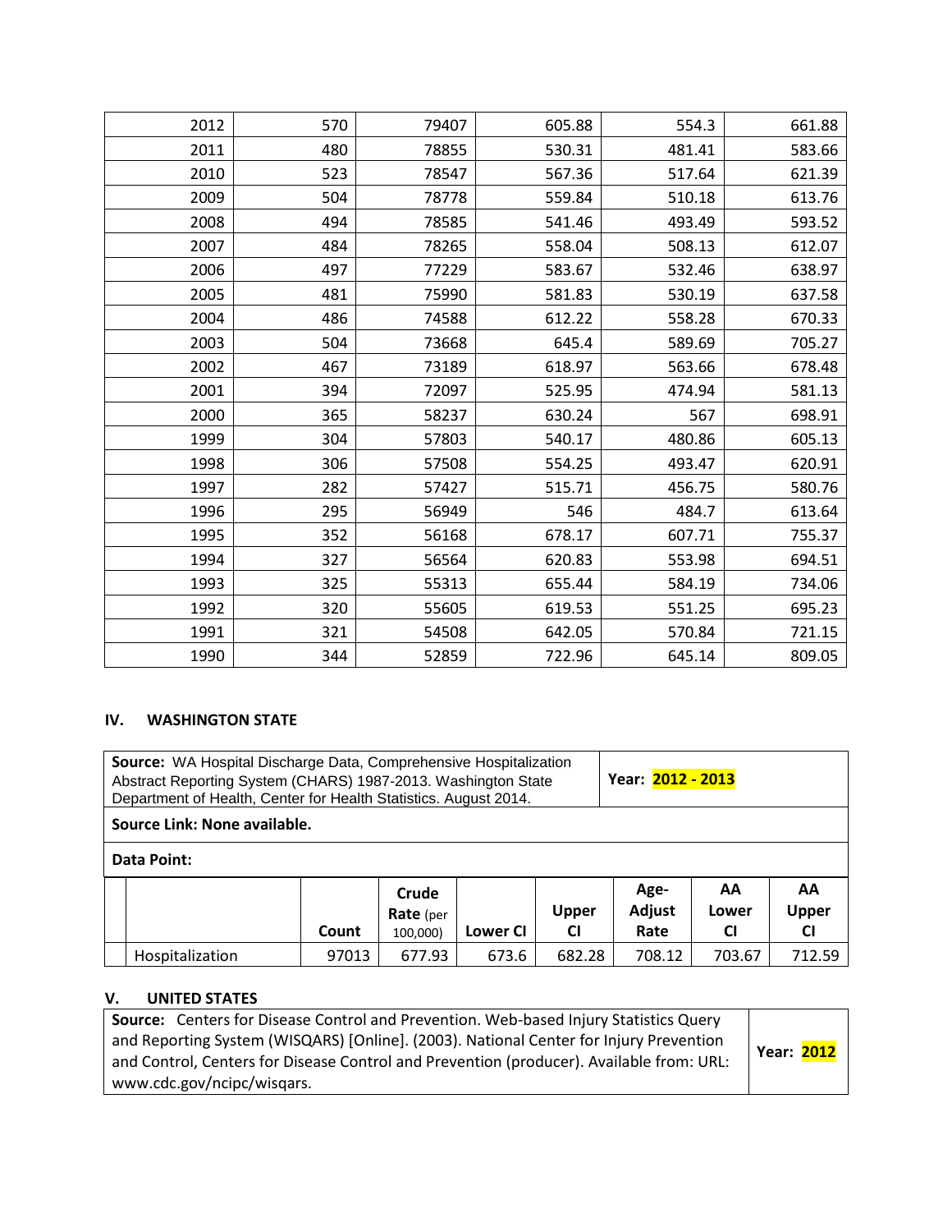| | | | | | |
|---|---|---|---|---|---|
| 2012 | 570 | 79407 | 605.88 | 554.3 | 661.88 |
| 2011 | 480 | 78855 | 530.31 | 481.41 | 583.66 |
| 2010 | 523 | 78547 | 567.36 | 517.64 | 621.39 |
| 2009 | 504 | 78778 | 559.84 | 510.18 | 613.76 |
| 2008 | 494 | 78585 | 541.46 | 493.49 | 593.52 |
| 2007 | 484 | 78265 | 558.04 | 508.13 | 612.07 |
| 2006 | 497 | 77229 | 583.67 | 532.46 | 638.97 |
| 2005 | 481 | 75990 | 581.83 | 530.19 | 637.58 |
| 2004 | 486 | 74588 | 612.22 | 558.28 | 670.33 |
| 2003 | 504 | 73668 | 645.4 | 589.69 | 705.27 |
| 2002 | 467 | 73189 | 618.97 | 563.66 | 678.48 |
| 2001 | 394 | 72097 | 525.95 | 474.94 | 581.13 |
| 2000 | 365 | 58237 | 630.24 | 567 | 698.91 |
| 1999 | 304 | 57803 | 540.17 | 480.86 | 605.13 |
| 1998 | 306 | 57508 | 554.25 | 493.47 | 620.91 |
| 1997 | 282 | 57427 | 515.71 | 456.75 | 580.76 |
| 1996 | 295 | 56949 | 546 | 484.7 | 613.64 |
| 1995 | 352 | 56168 | 678.17 | 607.71 | 755.37 |
| 1994 | 327 | 56564 | 620.83 | 553.98 | 694.51 |
| 1993 | 325 | 55313 | 655.44 | 584.19 | 734.06 |
| 1992 | 320 | 55605 | 619.53 | 551.25 | 695.23 |
| 1991 | 321 | 54508 | 642.05 | 570.84 | 721.15 |
| 1990 | 344 | 52859 | 722.96 | 645.14 | 809.05 |

## IV. WASHINGTON STATE

| | |
|---|---|
| **Source:** WA Hospital Discharge Data, Comprehensive Hospitalization Abstract Reporting System (CHARS) 1987-2013. Washington State Department of Health, Center for Health Statistics. August 2014. | **Year: 2012 - 2013** |
| **Source Link: None available.** | |
| **Data Point:** | |

| | | Count | Crude Rate (per 100,000) | Lower CI | Upper CI | Age-Adjust Rate | AA Lower CI | AA Upper CI |
|---|---|---|---|---|---|---|---|---|
| | Hospitalization | 97013 | 677.93 | 673.6 | 682.28 | 708.12 | 703.67 | 712.59 |

## V. UNITED STATES

| | |
|---|---|
| **Source:** Centers for Disease Control and Prevention. Web-based Injury Statistics Query and Reporting System (WISQARS) [Online]. (2003). National Center for Injury Prevention and Control, Centers for Disease Control and Prevention (producer). Available from: URL: www.cdc.gov/ncipc/wisqars. | **Year: 2012** |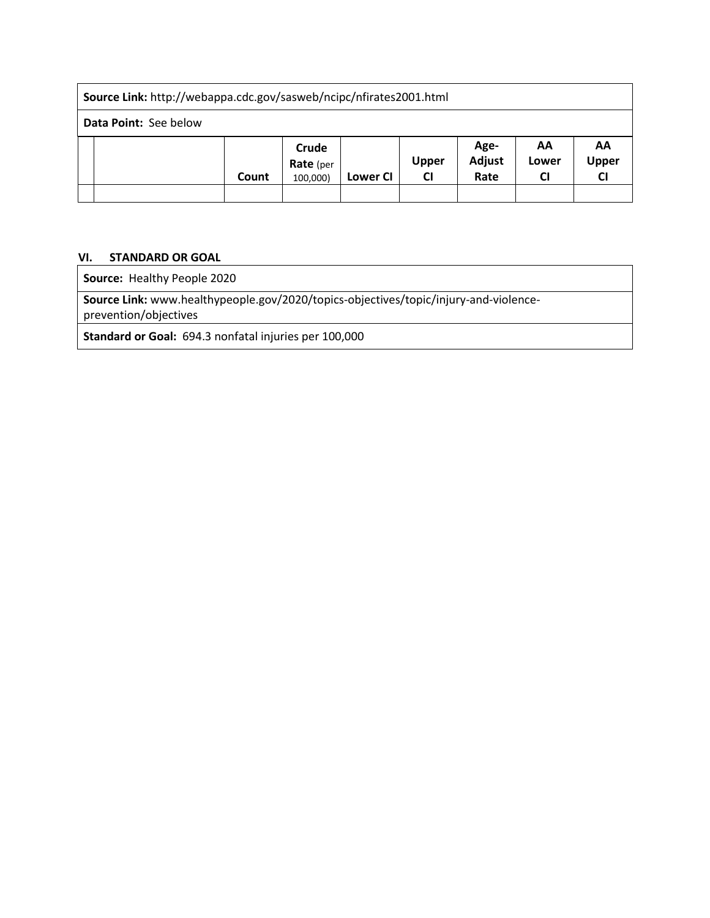**Source Link:** http://webappa.cdc.gov/sasweb/ncipc/nfirates2001.html

**Data Point:** See below

| | | Count | Crude Rate (per 100,000) | Lower CI | Upper CI | Age-Adjust Rate | AA Lower CI | AA Upper CI |
|---|---|---|---|---|---|---|---|---|
| | | | | | | | | |

## VI. STANDARD OR GOAL

**Source:** Healthy People 2020

**Source Link:** www.healthypeople.gov/2020/topics-objectives/topic/injury-and-violence-prevention/objectives

**Standard or Goal:** 694.3 nonfatal injuries per 100,000